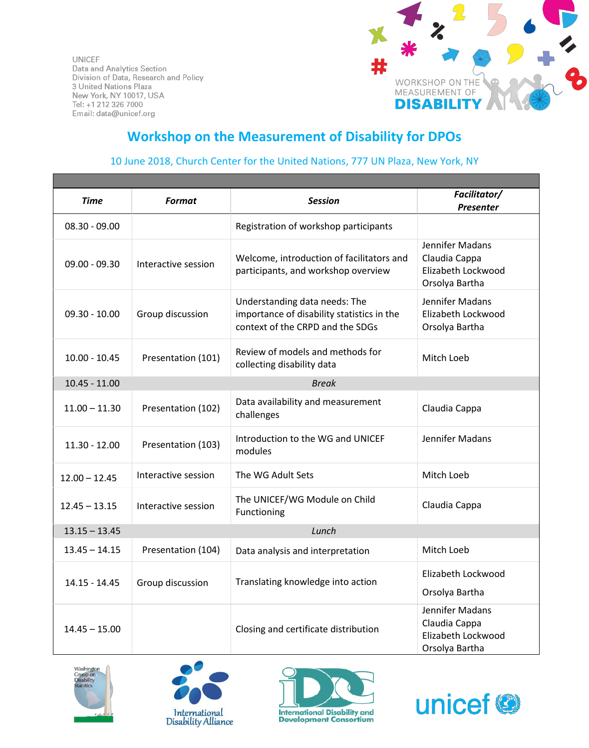UNICEF
Data and Analytics Section
Division of Data, Research and Policy
3 United Nations Plaza
New York, NY 10017, USA
Tel: +1 212 326 7000
Email: data@unicef.org

WORKSHOP ON THE MEASUREMENT OF DISABILITY

# Workshop on the Measurement of Disability for DPOs

10 June 2018, Church Center for the United Nations, 777 UN Plaza, New York, NY

| *Time* | *Format* | *Session* | *Facilitator/ Presenter* |
|---|---|---|---|
| 08.30 - 09.00 | | Registration of workshop participants | |
| 09.00 - 09.30 | Interactive session | Welcome, introduction of facilitators and participants, and workshop overview | Jennifer Madans<br>Claudia Cappa<br>Elizabeth Lockwood<br>Orsolya Bartha |
| 09.30 - 10.00 | Group discussion | Understanding data needs: The importance of disability statistics in the context of the CRPD and the SDGs | Jennifer Madans<br>Elizabeth Lockwood<br>Orsolya Bartha |
| 10.00 - 10.45 | Presentation (101) | Review of models and methods for collecting disability data | Mitch Loeb |
| 10.45 - 11.00 | | *Break* | |
| 11.00 – 11.30 | Presentation (102) | Data availability and measurement challenges | Claudia Cappa |
| 11.30 - 12.00 | Presentation (103) | Introduction to the WG and UNICEF modules | Jennifer Madans |
| 12.00 – 12.45 | Interactive session | The WG Adult Sets | Mitch Loeb |
| 12.45 – 13.15 | Interactive session | The UNICEF/WG Module on Child Functioning | Claudia Cappa |
| 13.15 – 13.45 | | *Lunch* | |
| 13.45 – 14.15 | Presentation (104) | Data analysis and interpretation | Mitch Loeb |
| 14.15 - 14.45 | Group discussion | Translating knowledge into action | Elizabeth Lockwood<br>Orsolya Bartha |
| 14.45 – 15.00 | | Closing and certificate distribution | Jennifer Madans<br>Claudia Cappa<br>Elizabeth Lockwood<br>Orsolya Bartha |

Washington Group on Disability Statistics — International Disability Alliance — International Disability and Development Consortium — unicef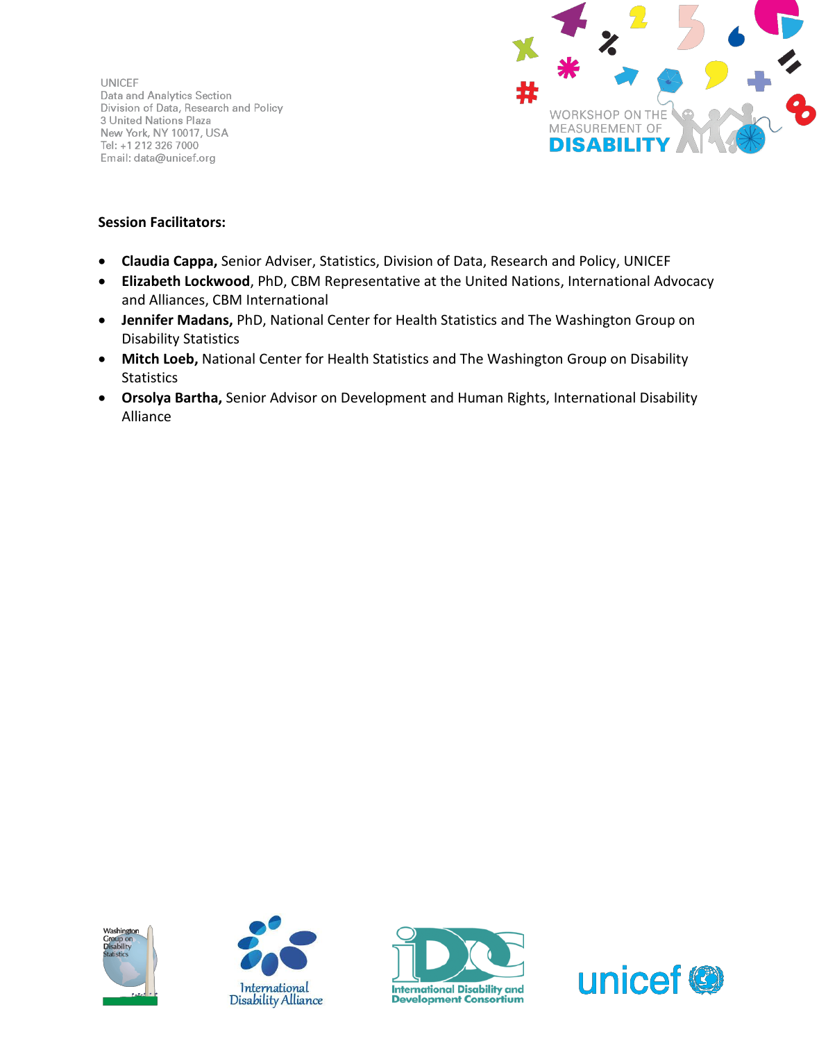UNICEF
Data and Analytics Section
Division of Data, Research and Policy
3 United Nations Plaza
New York, NY 10017, USA
Tel: +1 212 326 7000
Email: data@unicef.org

WORKSHOP ON THE MEASUREMENT OF DISABILITY

**Session Facilitators:**

- **Claudia Cappa,** Senior Adviser, Statistics, Division of Data, Research and Policy, UNICEF
- **Elizabeth Lockwood**, PhD, CBM Representative at the United Nations, International Advocacy and Alliances, CBM International
- **Jennifer Madans,** PhD, National Center for Health Statistics and The Washington Group on Disability Statistics
- **Mitch Loeb,** National Center for Health Statistics and The Washington Group on Disability Statistics
- **Orsolya Bartha,** Senior Advisor on Development and Human Rights, International Disability Alliance

Washington Group on Disability Statistics

International Disability Alliance

International Disability and Development Consortium

unicef